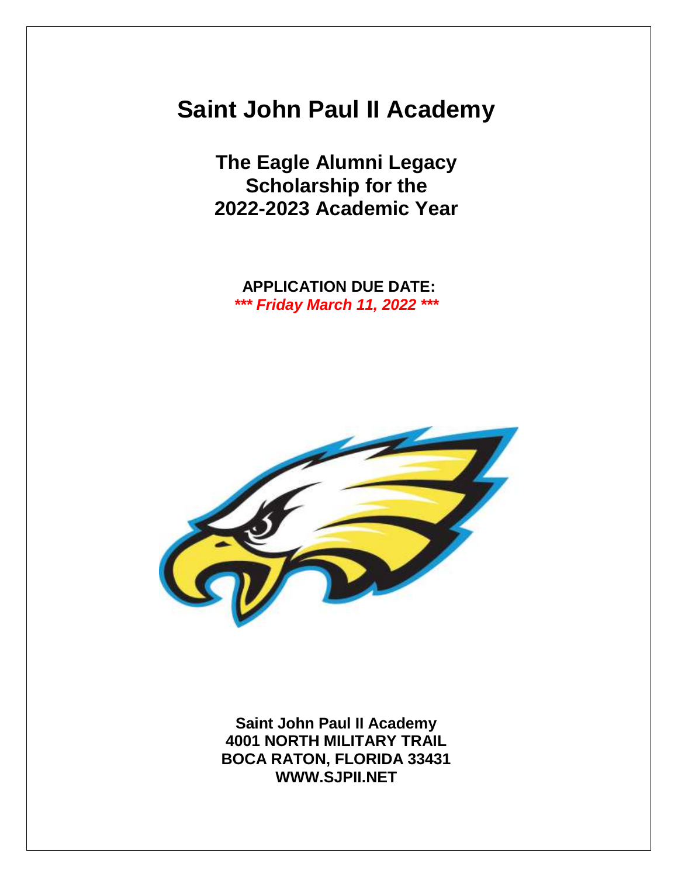# Saint John Paul II Academy

## The Eagle Alumni Legacy Scholarship for the 2022-2023 Academic Year

**APPLICATION DUE DATE:**

***\*\*\* Friday March 11, 2022 \*\*\****

**Saint John Paul II Academy**
**4001 NORTH MILITARY TRAIL**
**BOCA RATON, FLORIDA 33431**
**WWW.SJPII.NET**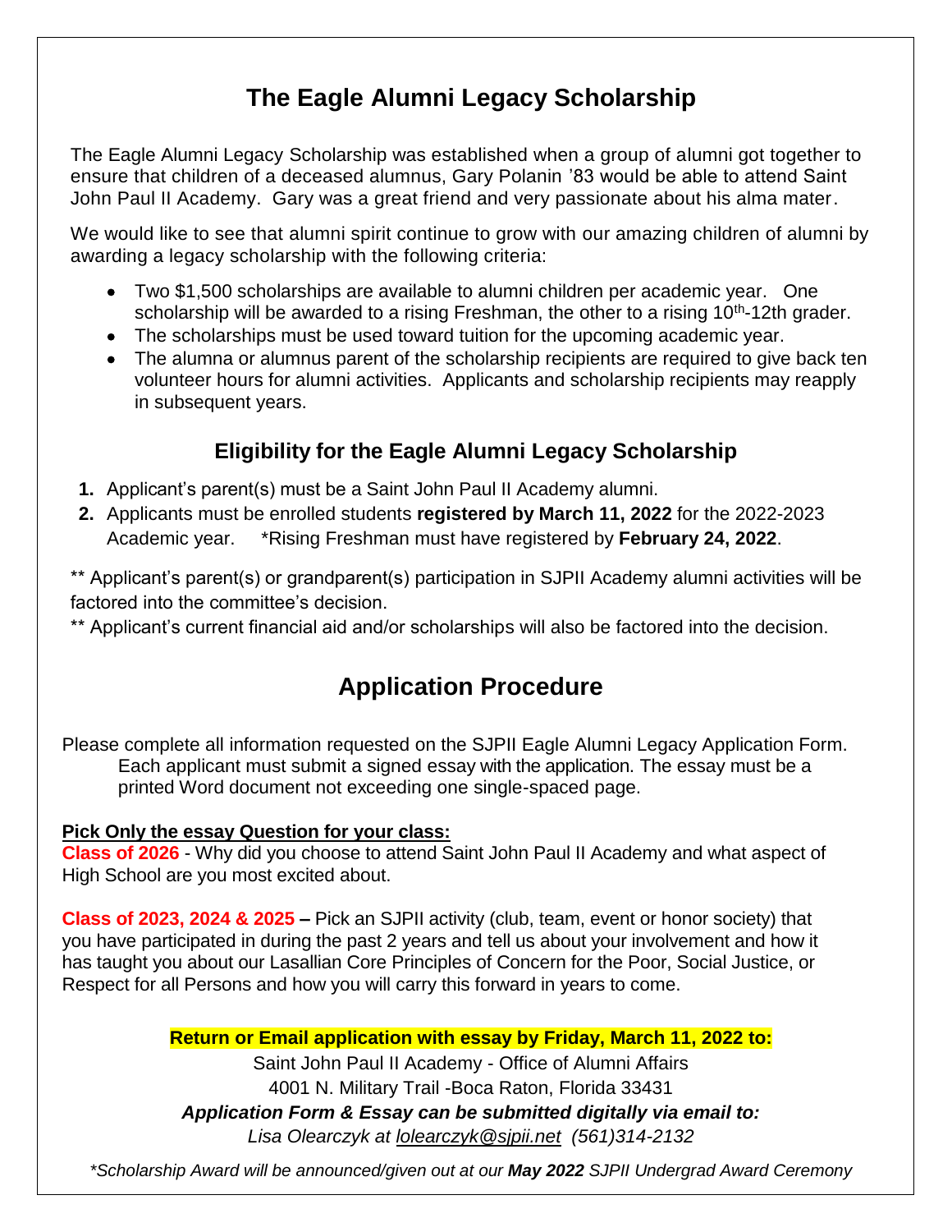# The Eagle Alumni Legacy Scholarship

The Eagle Alumni Legacy Scholarship was established when a group of alumni got together to ensure that children of a deceased alumnus, Gary Polanin '83 would be able to attend Saint John Paul II Academy. Gary was a great friend and very passionate about his alma mater.

We would like to see that alumni spirit continue to grow with our amazing children of alumni by awarding a legacy scholarship with the following criteria:

- Two $1,500 scholarships are available to alumni children per academic year. One scholarship will be awarded to a rising Freshman, the other to a rising 10th-12th grader.
- The scholarships must be used toward tuition for the upcoming academic year.
- The alumna or alumnus parent of the scholarship recipients are required to give back ten volunteer hours for alumni activities. Applicants and scholarship recipients may reapply in subsequent years.

## Eligibility for the Eagle Alumni Legacy Scholarship

1. Applicant's parent(s) must be a Saint John Paul II Academy alumni.
2. Applicants must be enrolled students **registered by March 11, 2022** for the 2022-2023 Academic year. *Rising Freshman must have registered by **February 24, 2022**.

** Applicant's parent(s) or grandparent(s) participation in SJPII Academy alumni activities will be factored into the committee's decision.

** Applicant's current financial aid and/or scholarships will also be factored into the decision.

# Application Procedure

Please complete all information requested on the SJPII Eagle Alumni Legacy Application Form. Each applicant must submit a signed essay with the application. The essay must be a printed Word document not exceeding one single-spaced page.

**Pick Only the essay Question for your class:**

**Class of 2026** - Why did you choose to attend Saint John Paul II Academy and what aspect of High School are you most excited about.

**Class of 2023, 2024 & 2025 –** Pick an SJPII activity (club, team, event or honor society) that you have participated in during the past 2 years and tell us about your involvement and how it has taught you about our Lasallian Core Principles of Concern for the Poor, Social Justice, or Respect for all Persons and how you will carry this forward in years to come.

**Return or Email application with essay by Friday, March 11, 2022 to:**

Saint John Paul II Academy - Office of Alumni Affairs
4001 N. Military Trail -Boca Raton, Florida 33431

***Application Form & Essay can be submitted digitally via email to:***

*Lisa Olearczyk at olearczyk@sjpii.net (561)314-2132*

*\*Scholarship Award will be announced/given out at our **May 2022** SJPII Undergrad Award Ceremony*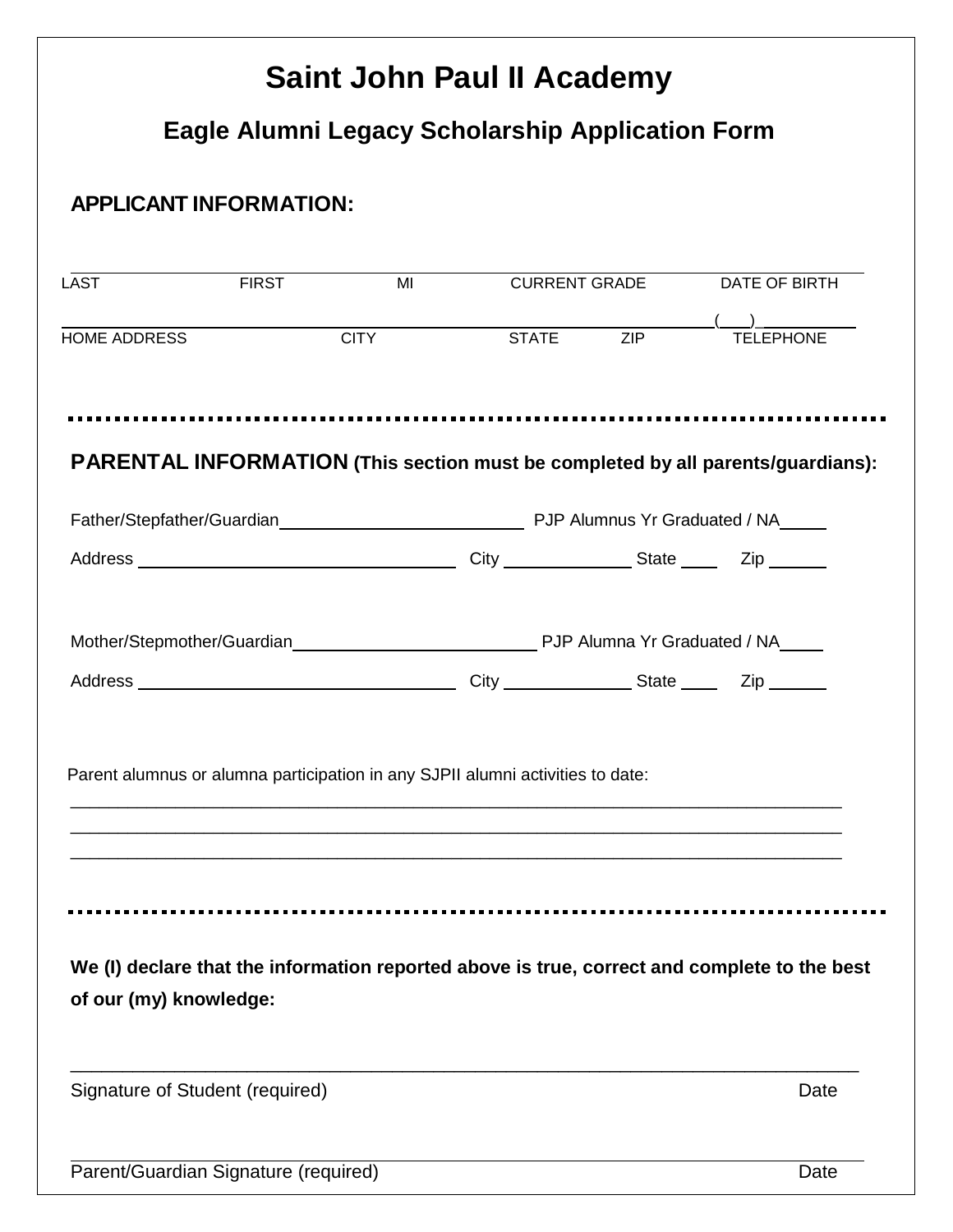# Saint John Paul II Academy

## Eagle Alumni Legacy Scholarship Application Form

### APPLICANT INFORMATION:

______________________________________________________________________________

LAST FIRST MI CURRENT GRADE DATE OF BIRTH

______________________________________________________________________________ (___) __________

HOME ADDRESS CITY STATE ZIP TELEPHONE

---

### PARENTAL INFORMATION (This section must be completed by all parents/guardians):

Father/Stepfather/Guardian__________________________ PJP Alumnus Yr Graduated / NA_____

Address __________________________________ City _____________ State ____ Zip ______

Mother/Stepmother/Guardian__________________________ PJP Alumna Yr Graduated / NA_____

Address __________________________________ City _____________ State ____ Zip ______

Parent alumnus or alumna participation in any SJPII alumni activities to date:

______________________________________________________________________________

______________________________________________________________________________

______________________________________________________________________________

---

**We (I) declare that the information reported above is true, correct and complete to the best of our (my) knowledge:**

______________________________________________________________________________

Signature of Student (required) Date

______________________________________________________________________________

Parent/Guardian Signature (required) Date